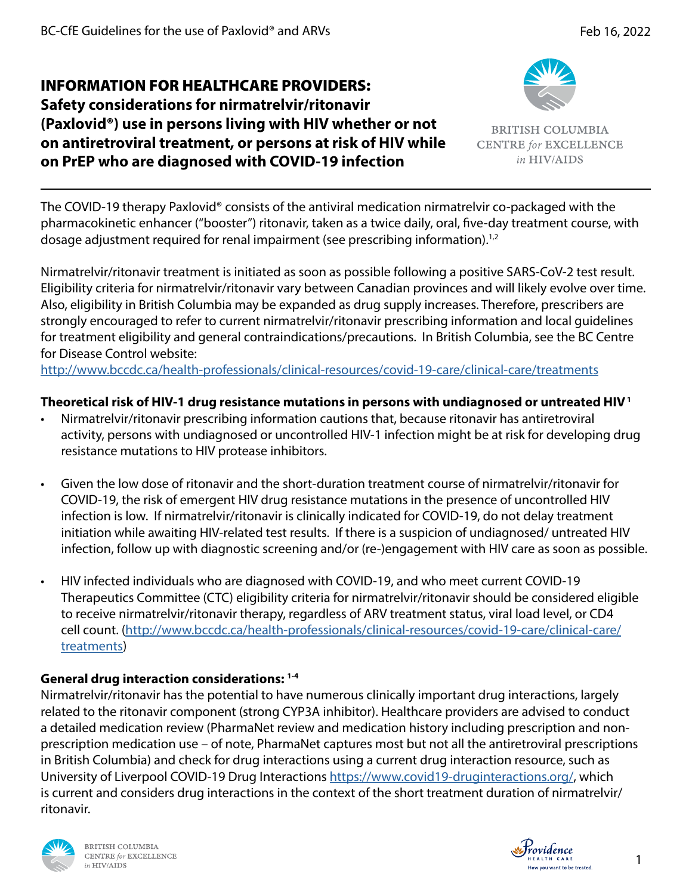# INFORMATION FOR HEALTHCARE PROVIDERS:

## Safety considerations for nirmatrelvir/ritonavir (Paxlovid®) use in persons living with HIV whether or not on antiretroviral treatment, or persons at risk of HIV while on PrEP who are diagnosed with COVID-19 infection

BRITISH COLUMBIA CENTRE *for* EXCELLENCE *in* HIV/AIDS

The COVID-19 therapy Paxlovid® consists of the antiviral medication nirmatrelvir co-packaged with the pharmacokinetic enhancer ("booster") ritonavir, taken as a twice daily, oral, five-day treatment course, with dosage adjustment required for renal impairment (see prescribing information).[1,2]

Nirmatrelvir/ritonavir treatment is initiated as soon as possible following a positive SARS-CoV-2 test result. Eligibility criteria for nirmatrelvir/ritonavir vary between Canadian provinces and will likely evolve over time. Also, eligibility in British Columbia may be expanded as drug supply increases. Therefore, prescribers are strongly encouraged to refer to current nirmatrelvir/ritonavir prescribing information and local guidelines for treatment eligibility and general contraindications/precautions. In British Columbia, see the BC Centre for Disease Control website:
http://www.bccdc.ca/health-professionals/clinical-resources/covid-19-care/clinical-care/treatments

**Theoretical risk of HIV-1 drug resistance mutations in persons with undiagnosed or untreated HIV** [1]

- Nirmatrelvir/ritonavir prescribing information cautions that, because ritonavir has antiretroviral activity, persons with undiagnosed or uncontrolled HIV-1 infection might be at risk for developing drug resistance mutations to HIV protease inhibitors.
- Given the low dose of ritonavir and the short-duration treatment course of nirmatrelvir/ritonavir for COVID-19, the risk of emergent HIV drug resistance mutations in the presence of uncontrolled HIV infection is low. If nirmatrelvir/ritonavir is clinically indicated for COVID-19, do not delay treatment initiation while awaiting HIV-related test results. If there is a suspicion of undiagnosed/ untreated HIV infection, follow up with diagnostic screening and/or (re-)engagement with HIV care as soon as possible.
- HIV infected individuals who are diagnosed with COVID-19, and who meet current COVID-19 Therapeutics Committee (CTC) eligibility criteria for nirmatrelvir/ritonavir should be considered eligible to receive nirmatrelvir/ritonavir therapy, regardless of ARV treatment status, viral load level, or CD4 cell count. (http://www.bccdc.ca/health-professionals/clinical-resources/covid-19-care/clinical-care/treatments)

**General drug interaction considerations:** [1-4]

Nirmatrelvir/ritonavir has the potential to have numerous clinically important drug interactions, largely related to the ritonavir component (strong CYP3A inhibitor). Healthcare providers are advised to conduct a detailed medication review (PharmaNet review and medication history including prescription and non-prescription medication use – of note, PharmaNet captures most but not all the antiretroviral prescriptions in British Columbia) and check for drug interactions using a current drug interaction resource, such as University of Liverpool COVID-19 Drug Interactions https://www.covid19-druginteractions.org/, which is current and considers drug interactions in the context of the short treatment duration of nirmatrelvir/ritonavir.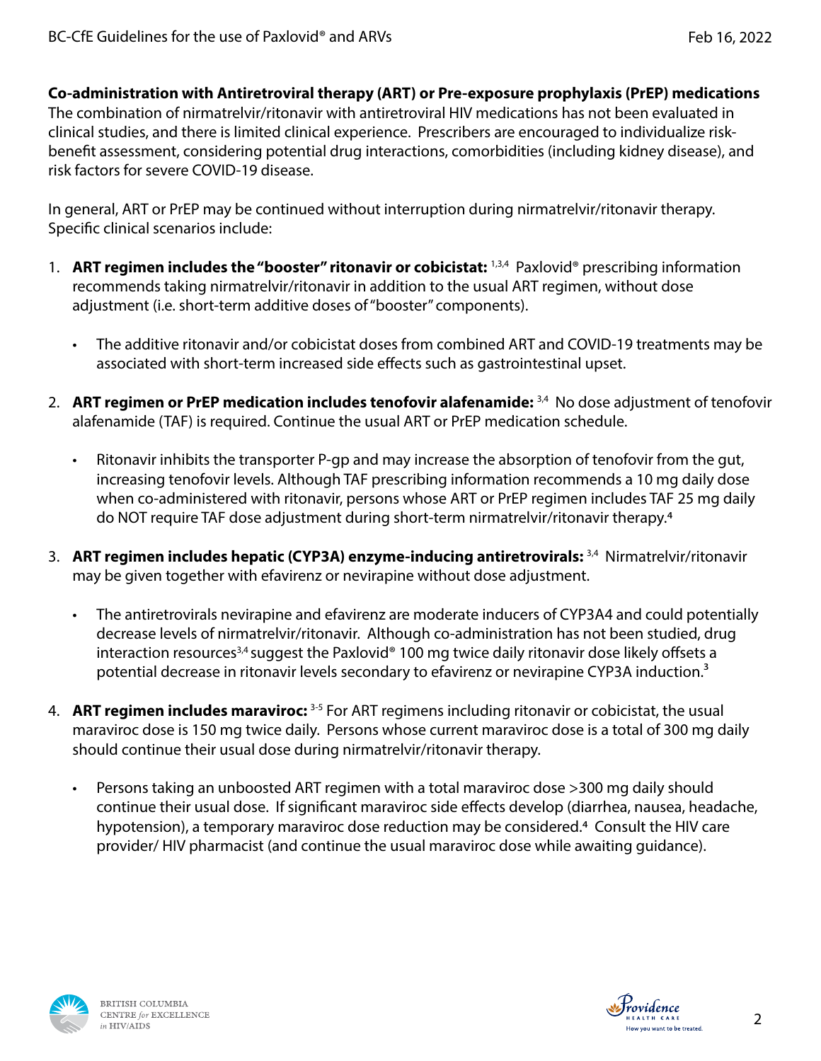**Co-administration with Antiretroviral therapy (ART) or Pre-exposure prophylaxis (PrEP) medications**
The combination of nirmatrelvir/ritonavir with antiretroviral HIV medications has not been evaluated in clinical studies, and there is limited clinical experience. Prescribers are encouraged to individualize risk-benefit assessment, considering potential drug interactions, comorbidities (including kidney disease), and risk factors for severe COVID-19 disease.

In general, ART or PrEP may be continued without interruption during nirmatrelvir/ritonavir therapy. Specific clinical scenarios include:

1. **ART regimen includes the "booster" ritonavir or cobicistat:** [1,3,4] Paxlovid® prescribing information recommends taking nirmatrelvir/ritonavir in addition to the usual ART regimen, without dose adjustment (i.e. short-term additive doses of "booster" components).

   - The additive ritonavir and/or cobicistat doses from combined ART and COVID-19 treatments may be associated with short-term increased side effects such as gastrointestinal upset.

2. **ART regimen or PrEP medication includes tenofovir alafenamide:** [3,4] No dose adjustment of tenofovir alafenamide (TAF) is required. Continue the usual ART or PrEP medication schedule.

   - Ritonavir inhibits the transporter P-gp and may increase the absorption of tenofovir from the gut, increasing tenofovir levels. Although TAF prescribing information recommends a 10 mg daily dose when co-administered with ritonavir, persons whose ART or PrEP regimen includes TAF 25 mg daily do NOT require TAF dose adjustment during short-term nirmatrelvir/ritonavir therapy.[4]

3. **ART regimen includes hepatic (CYP3A) enzyme-inducing antiretrovirals:** [3,4] Nirmatrelvir/ritonavir may be given together with efavirenz or nevirapine without dose adjustment.

   - The antiretrovirals nevirapine and efavirenz are moderate inducers of CYP3A4 and could potentially decrease levels of nirmatrelvir/ritonavir. Although co-administration has not been studied, drug interaction resources[3,4] suggest the Paxlovid® 100 mg twice daily ritonavir dose likely offsets a potential decrease in ritonavir levels secondary to efavirenz or nevirapine CYP3A induction.[3]

4. **ART regimen includes maraviroc:** [3-5] For ART regimens including ritonavir or cobicistat, the usual maraviroc dose is 150 mg twice daily. Persons whose current maraviroc dose is a total of 300 mg daily should continue their usual dose during nirmatrelvir/ritonavir therapy.

   - Persons taking an unboosted ART regimen with a total maraviroc dose >300 mg daily should continue their usual dose. If significant maraviroc side effects develop (diarrhea, nausea, headache, hypotension), a temporary maraviroc dose reduction may be considered.[4] Consult the HIV care provider/ HIV pharmacist (and continue the usual maraviroc dose while awaiting guidance).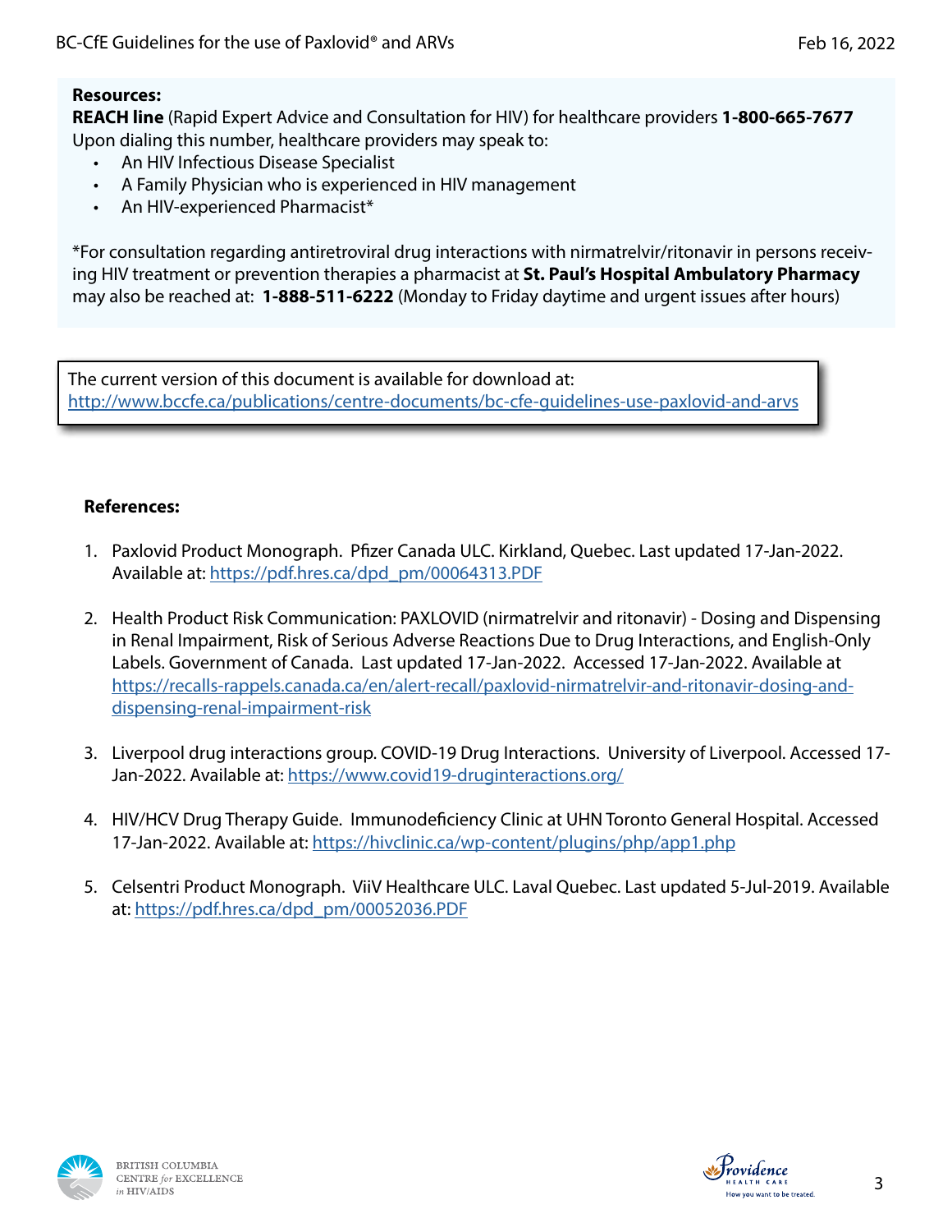**Resources:**

**REACH line** (Rapid Expert Advice and Consultation for HIV) for healthcare providers **1-800-665-7677**
Upon dialing this number, healthcare providers may speak to:

- An HIV Infectious Disease Specialist
- A Family Physician who is experienced in HIV management
- An HIV-experienced Pharmacist*

*For consultation regarding antiretroviral drug interactions with nirmatrelvir/ritonavir in persons receiving HIV treatment or prevention therapies a pharmacist at **St. Paul's Hospital Ambulatory Pharmacy** may also be reached at: **1-888-511-6222** (Monday to Friday daytime and urgent issues after hours)

The current version of this document is available for download at:
http://www.bccfe.ca/publications/centre-documents/bc-cfe-guidelines-use-paxlovid-and-arvs

**References:**

1. Paxlovid Product Monograph. Pfizer Canada ULC. Kirkland, Quebec. Last updated 17-Jan-2022. Available at: https://pdf.hres.ca/dpd_pm/00064313.PDF
2. Health Product Risk Communication: PAXLOVID (nirmatrelvir and ritonavir) - Dosing and Dispensing in Renal Impairment, Risk of Serious Adverse Reactions Due to Drug Interactions, and English-Only Labels. Government of Canada. Last updated 17-Jan-2022. Accessed 17-Jan-2022. Available at https://recalls-rappels.canada.ca/en/alert-recall/paxlovid-nirmatrelvir-and-ritonavir-dosing-and-dispensing-renal-impairment-risk
3. Liverpool drug interactions group. COVID-19 Drug Interactions. University of Liverpool. Accessed 17-Jan-2022. Available at: https://www.covid19-druginteractions.org/
4. HIV/HCV Drug Therapy Guide. Immunodeficiency Clinic at UHN Toronto General Hospital. Accessed 17-Jan-2022. Available at: https://hivclinic.ca/wp-content/plugins/php/app1.php
5. Celsentri Product Monograph. ViiV Healthcare ULC. Laval Quebec. Last updated 5-Jul-2019. Available at: https://pdf.hres.ca/dpd_pm/00052036.PDF